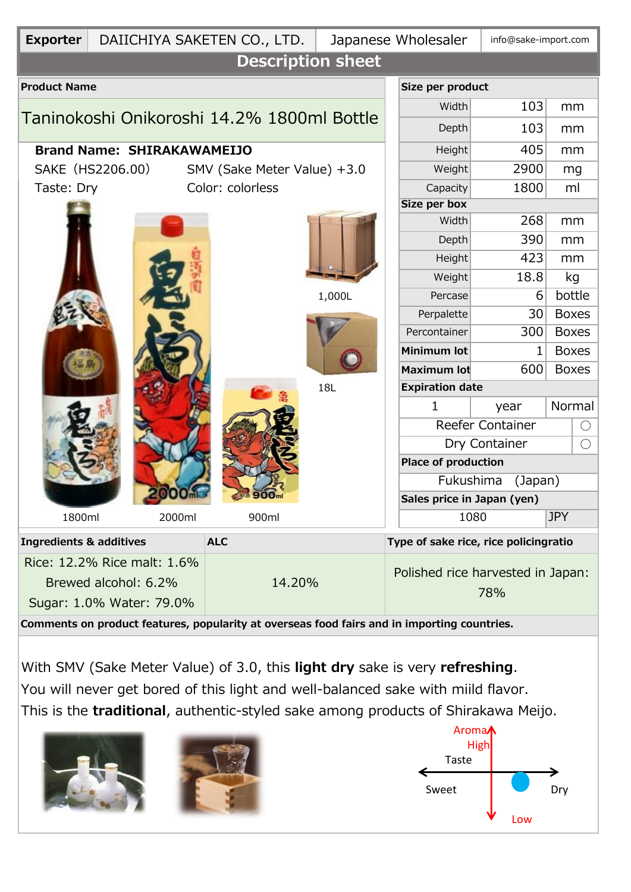| Exporter | DAIICHIYA SAKETEN CO., LTD. | Japanese Wholesaler | info@sake-import.com |
|---|---|---|---|

# Description sheet

**Product Name**

## Taninokoshi Onikoroshi 14.2% 1800ml Bottle

**Brand Name: SHIRAKAWAMEIJO**

SAKE（HS2206.00） SMV (Sake Meter Value) +3.0

Taste: Dry Color: colorless

1800ml 2000ml 900ml 1,000L 18L

| Size per product | | |
|---|---|---|
| Width | 103 | mm |
| Depth | 103 | mm |
| Height | 405 | mm |
| Weight | 2900 | mg |
| Capacity | 1800 | ml |
| **Size per box** | | |
| Width | 268 | mm |
| Depth | 390 | mm |
| Height | 423 | mm |
| Weight | 18.8 | kg |
| Percase | 6 | bottle |
| Perpalette | 30 | Boxes |
| Percontainer | 300 | Boxes |
| **Minimum lot** | 1 | Boxes |
| **Maximum lot** | 600 | Boxes |
| **Expiration date** | | |
| 1 | year | Normal |
| Reefer Container | | ◯ |
| Dry Container | | ◯ |
| **Place of production** | | |
| Fukushima (Japan) | | |
| **Sales price in Japan (yen)** | | |
| 1080 | | JPY |

| Ingredients & additives | ALC | Type of sake rice, rice policingratio |
|---|---|---|
| Rice: 12.2% Rice malt: 1.6% Brewed alcohol: 6.2% Sugar: 1.0% Water: 79.0% | 14.20% | Polished rice harvested in Japan: 78% |

**Comments on product features, popularity at overseas food fairs and in importing countries.**

With SMV (Sake Meter Value) of 3.0, this **light dry** sake is very **refreshing**.
You will never get bored of this light and well-balanced sake with miild flavor.
This is the **traditional**, authentic-styled sake among products of Shirakawa Meijo.

Aroma High / Low — Taste: Sweet / Dry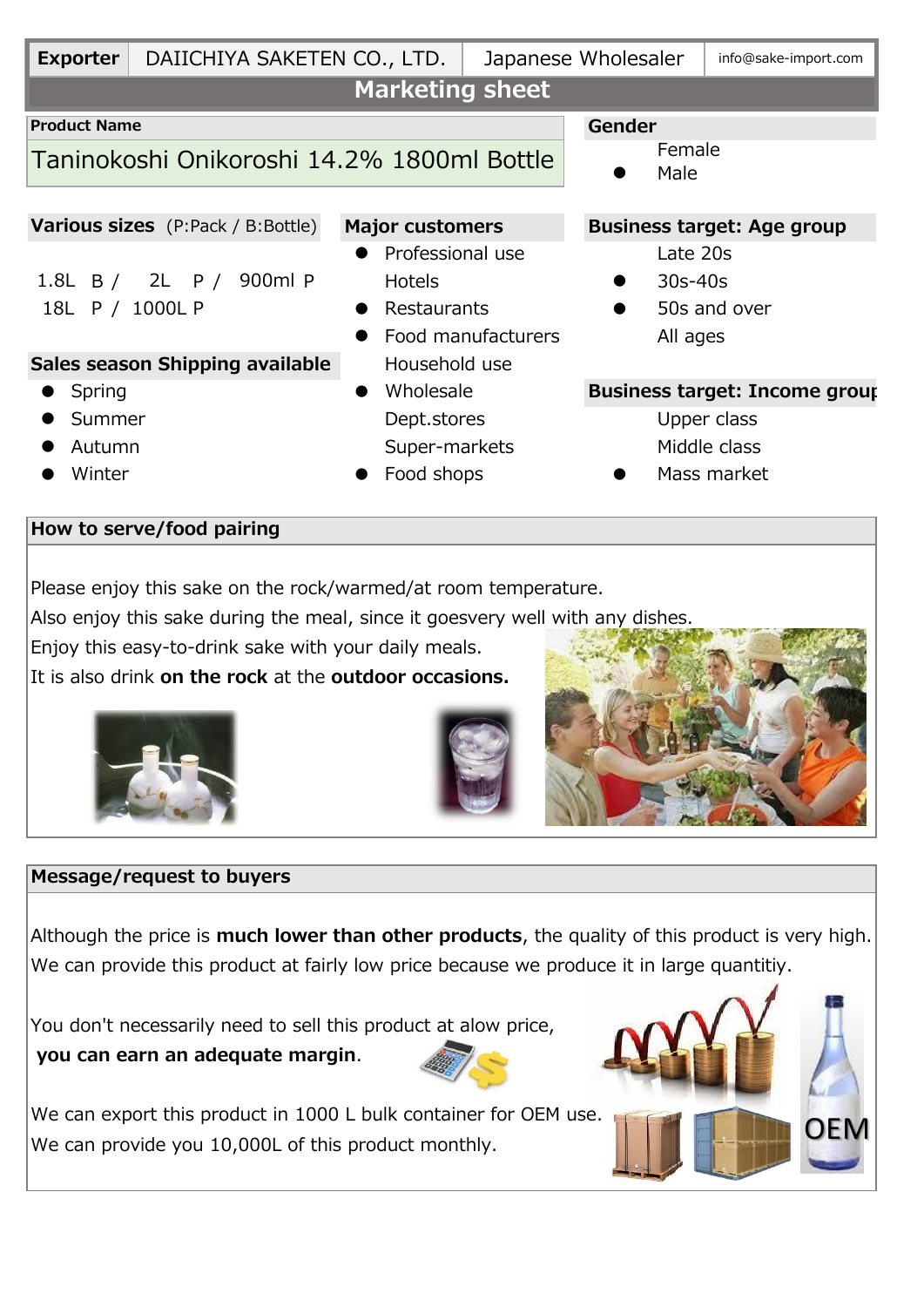| Exporter | DAIICHIYA SAKETEN CO., LTD. | Japanese Wholesaler | info@sake-import.com |
|---|---|---|---|

## Marketing sheet

**Product Name**

Taninokoshi Onikoroshi 14.2% 1800ml Bottle

**Gender**

- Female
- ● Male

**Various sizes** (P:Pack / B:Bottle)

1.8L B / 2L P / 900ml P
18L P / 1000L P

**Sales season Shipping available**

- ● Spring
- ● Summer
- ● Autumn
- ● Winter

**Major customers**

- ● Professional use
- Hotels
- ● Restaurants
- ● Food manufacturers
- Household use
- ● Wholesale
- Dept.stores
- Super-markets
- ● Food shops

**Business target: Age group**

- Late 20s
- ● 30s-40s
- ● 50s and over
- All ages

**Business target: Income group**

- Upper class
- Middle class
- ● Mass market

### How to serve/food pairing

Please enjoy this sake on the rock/warmed/at room temperature.
Also enjoy this sake during the meal, since it goesvery well with any dishes.
Enjoy this easy-to-drink sake with your daily meals.
It is also drink **on the rock** at the **outdoor occasions.**

### Message/request to buyers

Although the price is **much lower than other products**, the quality of this product is very high.
We can provide this product at fairly low price because we produce it in large quantitiy.

You don't necessarily need to sell this product at alow price,
**you can earn an adequate margin**.

We can export this product in 1000 L bulk container for OEM use.
We can provide you 10,000L of this product monthly.

OEM